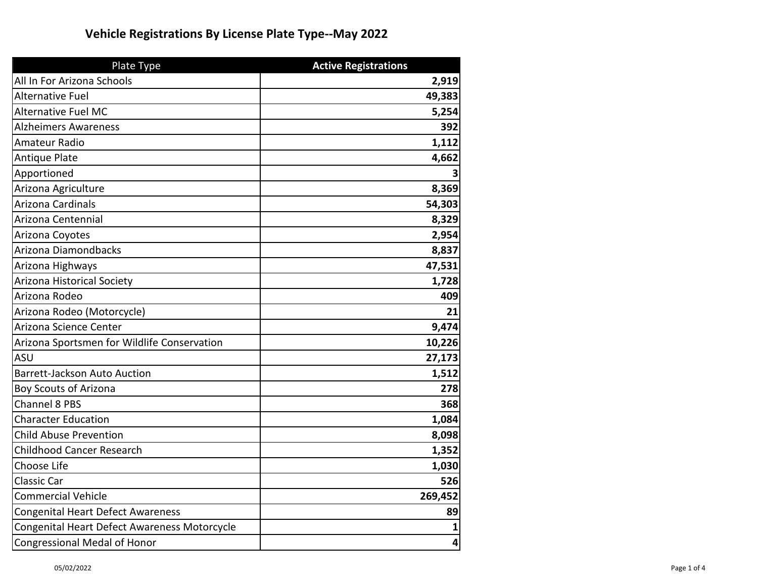# Vehicle Registrations By License Plate Type--May 2022

| Plate Type | Active Registrations |
|---|---:|
| All In For Arizona Schools | **2,919** |
| Alternative Fuel | **49,383** |
| Alternative Fuel MC | **5,254** |
| Alzheimers Awareness | **392** |
| Amateur Radio | **1,112** |
| Antique Plate | **4,662** |
| Apportioned | **3** |
| Arizona Agriculture | **8,369** |
| Arizona Cardinals | **54,303** |
| Arizona Centennial | **8,329** |
| Arizona Coyotes | **2,954** |
| Arizona Diamondbacks | **8,837** |
| Arizona Highways | **47,531** |
| Arizona Historical Society | **1,728** |
| Arizona Rodeo | **409** |
| Arizona Rodeo (Motorcycle) | **21** |
| Arizona Science Center | **9,474** |
| Arizona Sportsmen for Wildlife Conservation | **10,226** |
| ASU | **27,173** |
| Barrett-Jackson Auto Auction | **1,512** |
| Boy Scouts of Arizona | **278** |
| Channel 8 PBS | **368** |
| Character Education | **1,084** |
| Child Abuse Prevention | **8,098** |
| Childhood Cancer Research | **1,352** |
| Choose Life | **1,030** |
| Classic Car | **526** |
| Commercial Vehicle | **269,452** |
| Congenital Heart Defect Awareness | **89** |
| Congenital Heart Defect Awareness Motorcycle | **1** |
| Congressional Medal of Honor | **4** |

05/02/2022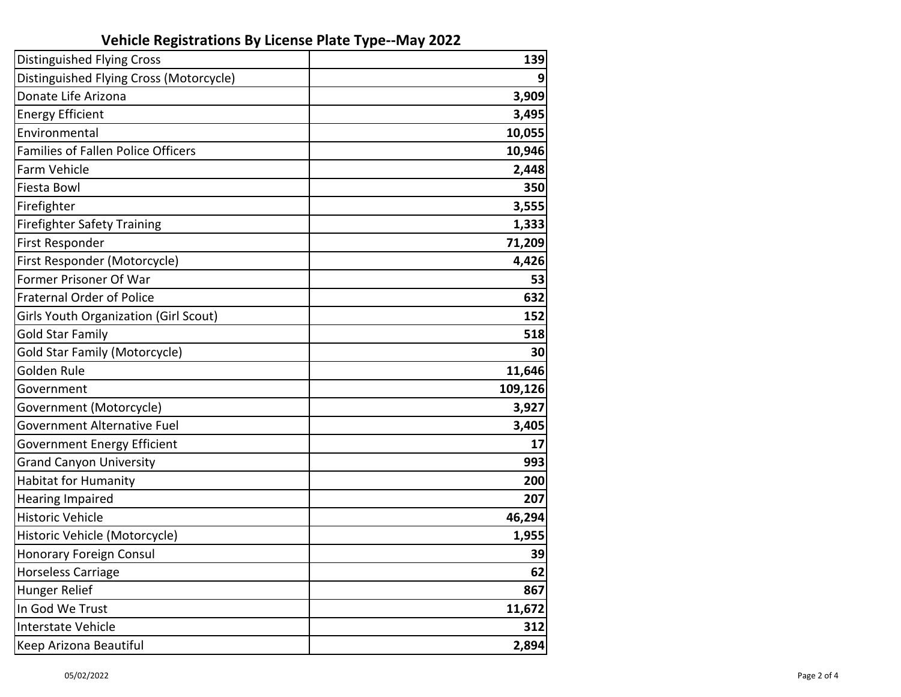## Vehicle Registrations By License Plate Type--May 2022

| License Plate Type | Count |
|---|---|
| Distinguished Flying Cross | 139 |
| Distinguished Flying Cross (Motorcycle) | 9 |
| Donate Life Arizona | 3,909 |
| Energy Efficient | 3,495 |
| Environmental | 10,055 |
| Families of Fallen Police Officers | 10,946 |
| Farm Vehicle | 2,448 |
| Fiesta Bowl | 350 |
| Firefighter | 3,555 |
| Firefighter Safety Training | 1,333 |
| First Responder | 71,209 |
| First Responder (Motorcycle) | 4,426 |
| Former Prisoner Of War | 53 |
| Fraternal Order of Police | 632 |
| Girls Youth Organization (Girl Scout) | 152 |
| Gold Star Family | 518 |
| Gold Star Family (Motorcycle) | 30 |
| Golden Rule | 11,646 |
| Government | 109,126 |
| Government (Motorcycle) | 3,927 |
| Government Alternative Fuel | 3,405 |
| Government Energy Efficient | 17 |
| Grand Canyon University | 993 |
| Habitat for Humanity | 200 |
| Hearing Impaired | 207 |
| Historic Vehicle | 46,294 |
| Historic Vehicle (Motorcycle) | 1,955 |
| Honorary Foreign Consul | 39 |
| Horseless Carriage | 62 |
| Hunger Relief | 867 |
| In God We Trust | 11,672 |
| Interstate Vehicle | 312 |
| Keep Arizona Beautiful | 2,894 |

05/02/2022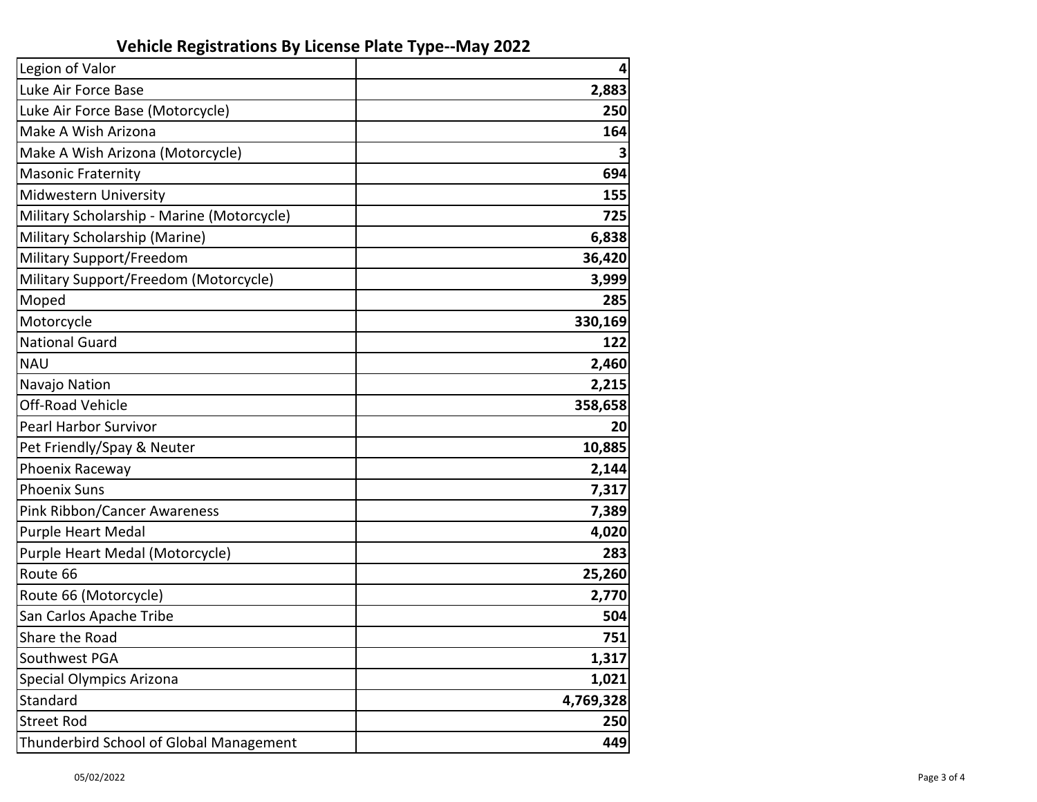## Vehicle Registrations By License Plate Type--May 2022

| License Plate Type | Count |
|---|---|
| Legion of Valor | 4 |
| Luke Air Force Base | 2,883 |
| Luke Air Force Base (Motorcycle) | 250 |
| Make A Wish Arizona | 164 |
| Make A Wish Arizona (Motorcycle) | 3 |
| Masonic Fraternity | 694 |
| Midwestern University | 155 |
| Military Scholarship - Marine (Motorcycle) | 725 |
| Military Scholarship (Marine) | 6,838 |
| Military Support/Freedom | 36,420 |
| Military Support/Freedom (Motorcycle) | 3,999 |
| Moped | 285 |
| Motorcycle | 330,169 |
| National Guard | 122 |
| NAU | 2,460 |
| Navajo Nation | 2,215 |
| Off-Road Vehicle | 358,658 |
| Pearl Harbor Survivor | 20 |
| Pet Friendly/Spay & Neuter | 10,885 |
| Phoenix Raceway | 2,144 |
| Phoenix Suns | 7,317 |
| Pink Ribbon/Cancer Awareness | 7,389 |
| Purple Heart Medal | 4,020 |
| Purple Heart Medal (Motorcycle) | 283 |
| Route 66 | 25,260 |
| Route 66 (Motorcycle) | 2,770 |
| San Carlos Apache Tribe | 504 |
| Share the Road | 751 |
| Southwest PGA | 1,317 |
| Special Olympics Arizona | 1,021 |
| Standard | 4,769,328 |
| Street Rod | 250 |
| Thunderbird School of Global Management | 449 |

05/02/2022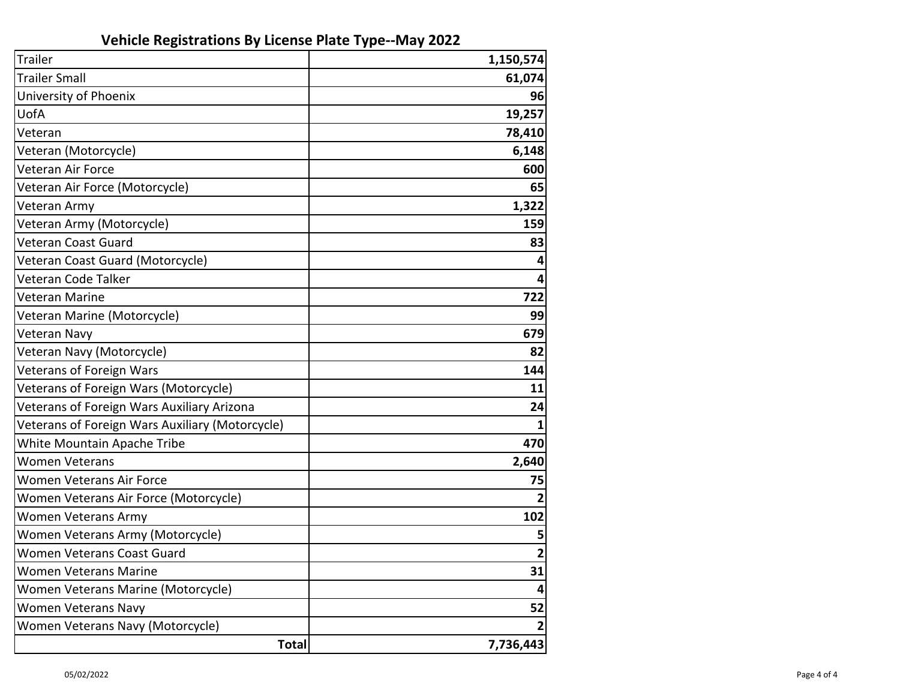## Vehicle Registrations By License Plate Type--May 2022

| | |
|---|---|
| Trailer | **1,150,574** |
| Trailer Small | **61,074** |
| University of Phoenix | **96** |
| UofA | **19,257** |
| Veteran | **78,410** |
| Veteran (Motorcycle) | **6,148** |
| Veteran Air Force | **600** |
| Veteran Air Force (Motorcycle) | **65** |
| Veteran Army | **1,322** |
| Veteran Army (Motorcycle) | **159** |
| Veteran Coast Guard | **83** |
| Veteran Coast Guard (Motorcycle) | **4** |
| Veteran Code Talker | **4** |
| Veteran Marine | **722** |
| Veteran Marine (Motorcycle) | **99** |
| Veteran Navy | **679** |
| Veteran Navy (Motorcycle) | **82** |
| Veterans of Foreign Wars | **144** |
| Veterans of Foreign Wars (Motorcycle) | **11** |
| Veterans of Foreign Wars Auxiliary Arizona | **24** |
| Veterans of Foreign Wars Auxiliary (Motorcycle) | **1** |
| White Mountain Apache Tribe | **470** |
| Women Veterans | **2,640** |
| Women Veterans Air Force | **75** |
| Women Veterans Air Force (Motorcycle) | **2** |
| Women Veterans Army | **102** |
| Women Veterans Army (Motorcycle) | **5** |
| Women Veterans Coast Guard | **2** |
| Women Veterans Marine | **31** |
| Women Veterans Marine (Motorcycle) | **4** |
| Women Veterans Navy | **52** |
| Women Veterans Navy (Motorcycle) | **2** |
| **Total** | **7,736,443** |

05/02/2022